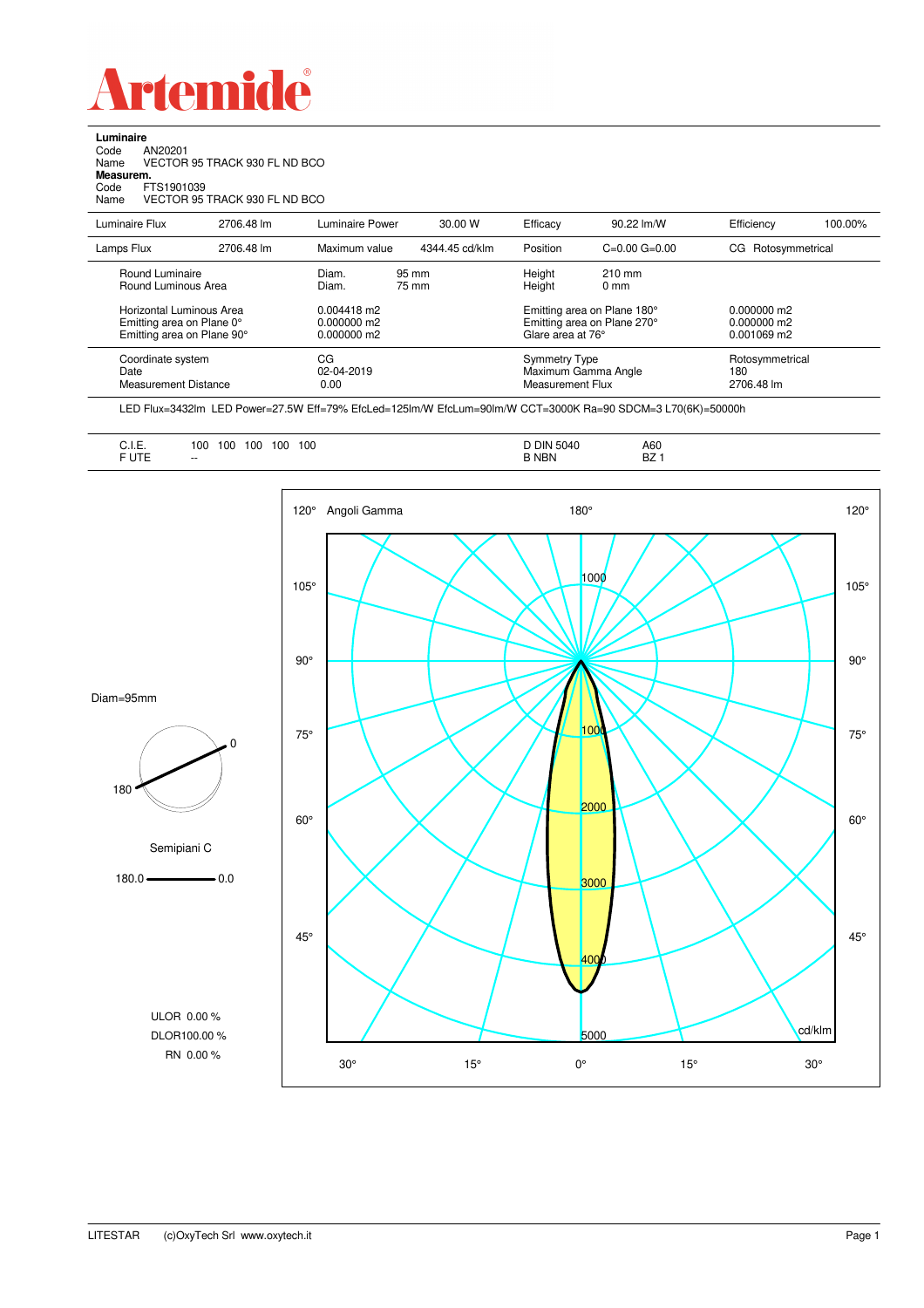# Artemide

**Luminaire**
Code AN20201
Name VECTOR 95 TRACK 930 FL ND BCO
**Measurem.**
Code FTS1901039
Name VECTOR 95 TRACK 930 FL ND BCO

| Luminaire Flux | 2706.48 lm | Luminaire Power | 30.00 W | Efficacy | 90.22 lm/W | Efficiency | 100.00% |
|---|---|---|---|---|---|---|---|
| Lamps Flux | 2706.48 lm | Maximum value | 4344.45 cd/klm | Position | C=0.00 G=0.00 | CG Rotosymmetrical | |

| | | | | |
|---|---|---|---|---|
| Round Luminaire | Diam. 95 mm | Height 210 mm | | |
| Round Luminous Area | Diam. 75 mm | Height 0 mm | | |
| Horizontal Luminous Area | 0.004418 m2 | Emitting area on Plane 180° | 0.000000 m2 |
| Emitting area on Plane 0° | 0.000000 m2 | Emitting area on Plane 270° | 0.000000 m2 |
| Emitting area on Plane 90° | 0.000000 m2 | Glare area at 76° | 0.001069 m2 |
| Coordinate system | CG | Symmetry Type | Rotosymmetrical |
| Date | 02-04-2019 | Maximum Gamma Angle | 180 |
| Measurement Distance | 0.00 | Measurement Flux | 2706.48 lm |

LED Flux=3432lm LED Power=27.5W Eff=79% EfcLed=125lm/W EfcLum=90lm/W CCT=3000K Ra=90 SDCM=3 L70(6K)=50000h

| | | | |
|---|---|---|---|
| C.I.E. | 100 100 100 100 100 | D DIN 5040 | A60 |
| F UTE | -- | B NBN | BZ 1 |

Diam=95mm

Semipiani C

180.0 — 0.0

ULOR 0.00 %
DLOR 100.00 %
RN 0.00 %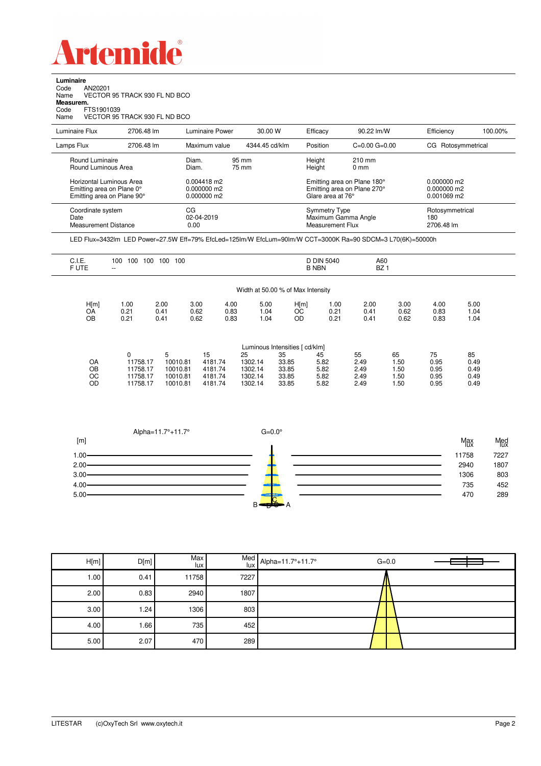**Luminaire**

Code AN20201

Name VECTOR 95 TRACK 930 FL ND BCO

**Measurem.**

Code FTS1901039

Name VECTOR 95 TRACK 930 FL ND BCO

| | | | | | | | |
|---|---|---|---|---|---|---|---|
| Luminaire Flux | 2706.48 lm | Luminaire Power | 30.00 W | Efficacy | 90.22 lm/W | Efficiency | 100.00% |
| Lamps Flux | 2706.48 lm | Maximum value | 4344.45 cd/klm | Position | C=0.00 G=0.00 | CG | Rotosymmetrical |

| | | | | | |
|---|---|---|---|---|---|
| Round Luminaire | Diam. | 95 mm | Height | 210 mm | |
| Round Luminous Area | Diam. | 75 mm | Height | 0 mm | |
| Horizontal Luminous Area | 0.004418 m2 | | Emitting area on Plane 180° | | 0.000000 m2 |
| Emitting area on Plane 0° | 0.000000 m2 | | Emitting area on Plane 270° | | 0.000000 m2 |
| Emitting area on Plane 90° | 0.000000 m2 | | Glare area at 76° | | 0.001069 m2 |
| Coordinate system | CG | | Symmetry Type | | Rotosymmetrical |
| Date | 02-04-2019 | | Maximum Gamma Angle | | 180 |
| Measurement Distance | 0.00 | | Measurement Flux | | 2706.48 lm |

LED Flux=3432lm LED Power=27.5W Eff=79% EfcLed=125lm/W EfcLum=90lm/W CCT=3000K Ra=90 SDCM=3 L70(6K)=50000h

| | | | |
|---|---|---|---|
| C.I.E. | 100 100 100 100 100 | D DIN 5040 | A60 |
| F UTE | -- | B NBN | BZ 1 |

Width at 50.00 % of Max Intensity

| H[m] | 1.00 | 2.00 | 3.00 | 4.00 | 5.00 | H[m] | 1.00 | 2.00 | 3.00 | 4.00 | 5.00 |
|---|---|---|---|---|---|---|---|---|---|---|---|
| OA | 0.21 | 0.41 | 0.62 | 0.83 | 1.04 | OC | 0.21 | 0.41 | 0.62 | 0.83 | 1.04 |
| OB | 0.21 | 0.41 | 0.62 | 0.83 | 1.04 | OD | 0.21 | 0.41 | 0.62 | 0.83 | 1.04 |

Luminous Intensities [ cd/klm]

| | 0 | 5 | 15 | 25 | 35 | 45 | 55 | 65 | 75 | 85 |
|---|---|---|---|---|---|---|---|---|---|---|
| OA | 11758.17 | 10010.81 | 4181.74 | 1302.14 | 33.85 | 5.82 | 2.49 | 1.50 | 0.95 | 0.49 |
| OB | 11758.17 | 10010.81 | 4181.74 | 1302.14 | 33.85 | 5.82 | 2.49 | 1.50 | 0.95 | 0.49 |
| OC | 11758.17 | 10010.81 | 4181.74 | 1302.14 | 33.85 | 5.82 | 2.49 | 1.50 | 0.95 | 0.49 |
| OD | 11758.17 | 10010.81 | 4181.74 | 1302.14 | 33.85 | 5.82 | 2.49 | 1.50 | 0.95 | 0.49 |

Alpha=11.7°+11.7°

G=0.0°

[m]

1.00
2.00
3.00
4.00
5.00

B D C A

Max lux: 11758, 2940, 1306, 735, 470

Med lux: 7227, 1807, 803, 452, 289

| H[m] | D[m] | Max lux | Med lux | Alpha=11.7°+11.7° G=0.0 |
|---|---|---|---|---|
| 1.00 | 0.41 | 11758 | 7227 | |
| 2.00 | 0.83 | 2940 | 1807 | |
| 3.00 | 1.24 | 1306 | 803 | |
| 4.00 | 1.66 | 735 | 452 | |
| 5.00 | 2.07 | 470 | 289 | |

LITESTAR (c)OxyTech Srl www.oxytech.it